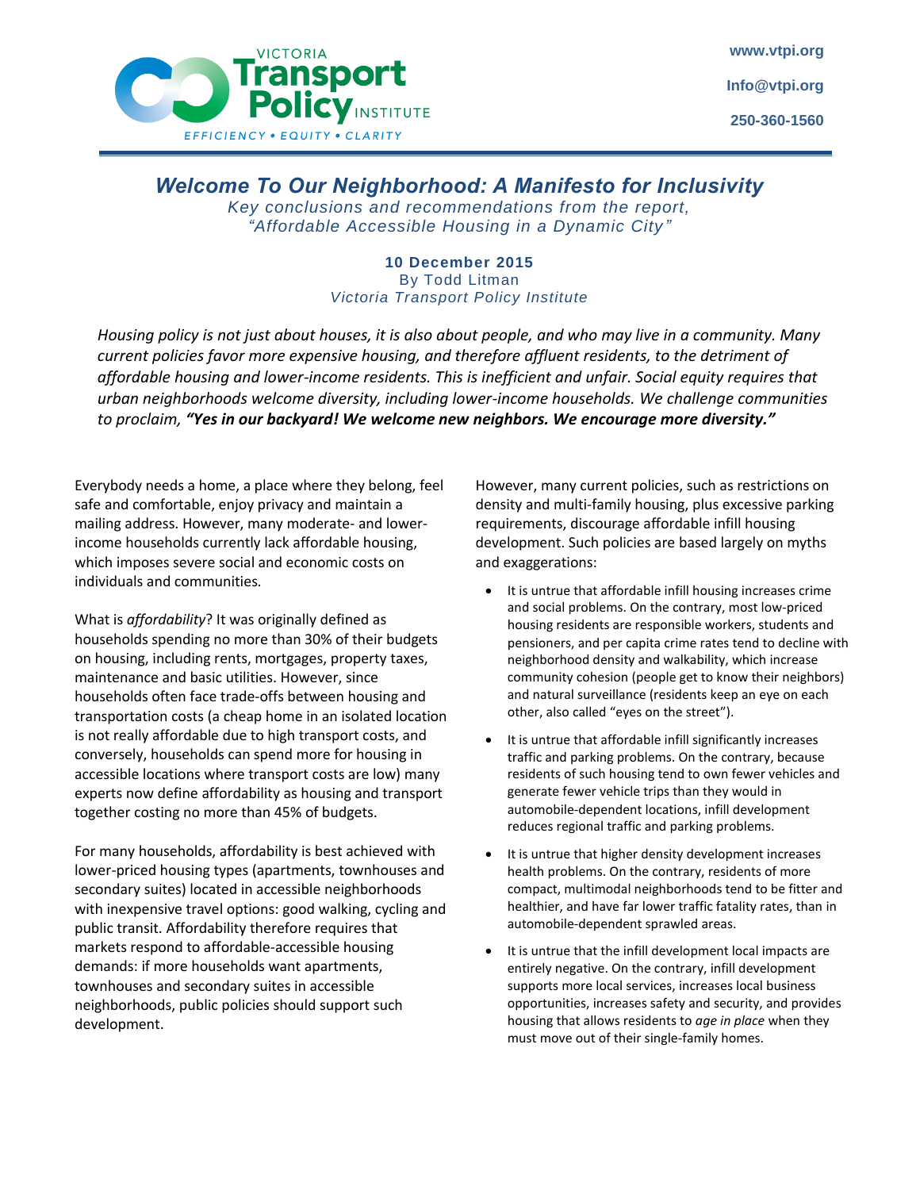VICTORIA Transport Policy INSTITUTE

EFFICIENCY • EQUITY • CLARITY

www.vtpi.org

Info@vtpi.org

250-360-1560

# *Welcome To Our Neighborhood: A Manifesto for Inclusivity*

*Key conclusions and recommendations from the report, "Affordable Accessible Housing in a Dynamic City"*

**10 December 2015**

By Todd Litman

*Victoria Transport Policy Institute*

*Housing policy is not just about houses, it is also about people, and who may live in a community. Many current policies favor more expensive housing, and therefore affluent residents, to the detriment of affordable housing and lower-income residents. This is inefficient and unfair. Social equity requires that urban neighborhoods welcome diversity, including lower-income households. We challenge communities to proclaim,* ***"Yes in our backyard! We welcome new neighbors. We encourage more diversity."***

Everybody needs a home, a place where they belong, feel safe and comfortable, enjoy privacy and maintain a mailing address. However, many moderate- and lower-income households currently lack affordable housing, which imposes severe social and economic costs on individuals and communities.

What is *affordability*? It was originally defined as households spending no more than 30% of their budgets on housing, including rents, mortgages, property taxes, maintenance and basic utilities. However, since households often face trade-offs between housing and transportation costs (a cheap home in an isolated location is not really affordable due to high transport costs, and conversely, households can spend more for housing in accessible locations where transport costs are low) many experts now define affordability as housing and transport together costing no more than 45% of budgets.

For many households, affordability is best achieved with lower-priced housing types (apartments, townhouses and secondary suites) located in accessible neighborhoods with inexpensive travel options: good walking, cycling and public transit. Affordability therefore requires that markets respond to affordable-accessible housing demands: if more households want apartments, townhouses and secondary suites in accessible neighborhoods, public policies should support such development.

However, many current policies, such as restrictions on density and multi-family housing, plus excessive parking requirements, discourage affordable infill housing development. Such policies are based largely on myths and exaggerations:

- It is untrue that affordable infill housing increases crime and social problems. On the contrary, most low-priced housing residents are responsible workers, students and pensioners, and per capita crime rates tend to decline with neighborhood density and walkability, which increase community cohesion (people get to know their neighbors) and natural surveillance (residents keep an eye on each other, also called "eyes on the street").
- It is untrue that affordable infill significantly increases traffic and parking problems. On the contrary, because residents of such housing tend to own fewer vehicles and generate fewer vehicle trips than they would in automobile-dependent locations, infill development reduces regional traffic and parking problems.
- It is untrue that higher density development increases health problems. On the contrary, residents of more compact, multimodal neighborhoods tend to be fitter and healthier, and have far lower traffic fatality rates, than in automobile-dependent sprawled areas.
- It is untrue that the infill development local impacts are entirely negative. On the contrary, infill development supports more local services, increases local business opportunities, increases safety and security, and provides housing that allows residents to *age in place* when they must move out of their single-family homes.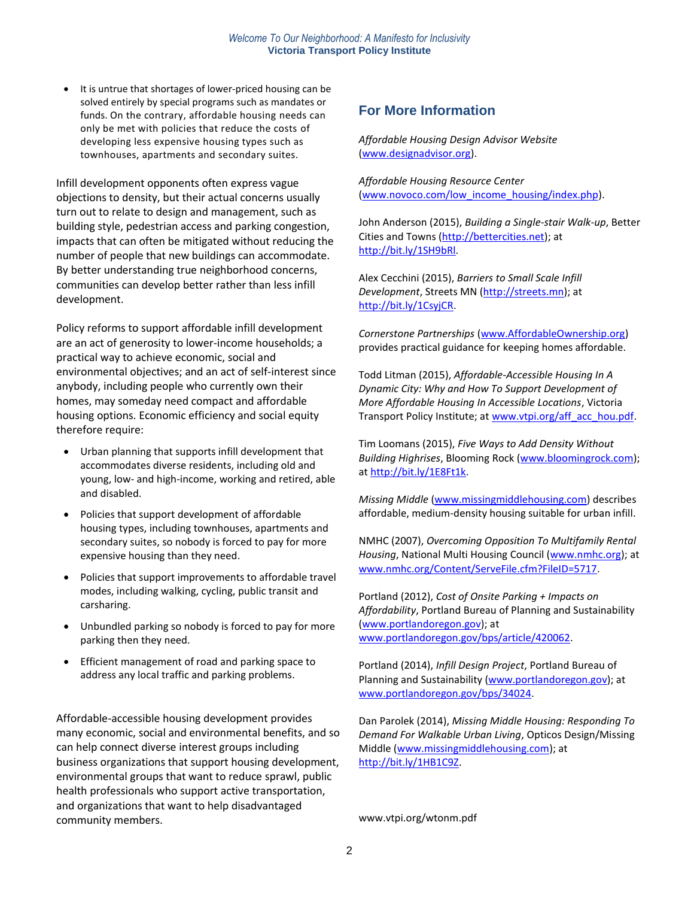- It is untrue that shortages of lower-priced housing can be solved entirely by special programs such as mandates or funds. On the contrary, affordable housing needs can only be met with policies that reduce the costs of developing less expensive housing types such as townhouses, apartments and secondary suites.

Infill development opponents often express vague objections to density, but their actual concerns usually turn out to relate to design and management, such as building style, pedestrian access and parking congestion, impacts that can often be mitigated without reducing the number of people that new buildings can accommodate. By better understanding true neighborhood concerns, communities can develop better rather than less infill development.

Policy reforms to support affordable infill development are an act of generosity to lower-income households; a practical way to achieve economic, social and environmental objectives; and an act of self-interest since anybody, including people who currently own their homes, may someday need compact and affordable housing options. Economic efficiency and social equity therefore require:

- Urban planning that supports infill development that accommodates diverse residents, including old and young, low- and high-income, working and retired, able and disabled.
- Policies that support development of affordable housing types, including townhouses, apartments and secondary suites, so nobody is forced to pay for more expensive housing than they need.
- Policies that support improvements to affordable travel modes, including walking, cycling, public transit and carsharing.
- Unbundled parking so nobody is forced to pay for more parking then they need.
- Efficient management of road and parking space to address any local traffic and parking problems.

Affordable-accessible housing development provides many economic, social and environmental benefits, and so can help connect diverse interest groups including business organizations that support housing development, environmental groups that want to reduce sprawl, public health professionals who support active transportation, and organizations that want to help disadvantaged community members.

## For More Information

*Affordable Housing Design Advisor Website* (www.designadvisor.org).

*Affordable Housing Resource Center* (www.novoco.com/low_income_housing/index.php).

John Anderson (2015), *Building a Single-stair Walk-up*, Better Cities and Towns (http://bettercities.net); at http://bit.ly/1SH9bRl.

Alex Cecchini (2015), *Barriers to Small Scale Infill Development*, Streets MN (http://streets.mn); at http://bit.ly/1CsyjCR.

*Cornerstone Partnerships* (www.AffordableOwnership.org) provides practical guidance for keeping homes affordable.

Todd Litman (2015), *Affordable-Accessible Housing In A Dynamic City: Why and How To Support Development of More Affordable Housing In Accessible Locations*, Victoria Transport Policy Institute; at www.vtpi.org/aff_acc_hou.pdf.

Tim Loomans (2015), *Five Ways to Add Density Without Building Highrises*, Blooming Rock (www.bloomingrock.com); at http://bit.ly/1E8Ft1k.

*Missing Middle* (www.missingmiddlehousing.com) describes affordable, medium-density housing suitable for urban infill.

NMHC (2007), *Overcoming Opposition To Multifamily Rental Housing*, National Multi Housing Council (www.nmhc.org); at www.nmhc.org/Content/ServeFile.cfm?FileID=5717.

Portland (2012), *Cost of Onsite Parking + Impacts on Affordability*, Portland Bureau of Planning and Sustainability (www.portlandoregon.gov); at www.portlandoregon.gov/bps/article/420062.

Portland (2014), *Infill Design Project*, Portland Bureau of Planning and Sustainability (www.portlandoregon.gov); at www.portlandoregon.gov/bps/34024.

Dan Parolek (2014), *Missing Middle Housing: Responding To Demand For Walkable Urban Living*, Opticos Design/Missing Middle (www.missingmiddlehousing.com); at http://bit.ly/1HB1C9Z.

www.vtpi.org/wtonm.pdf